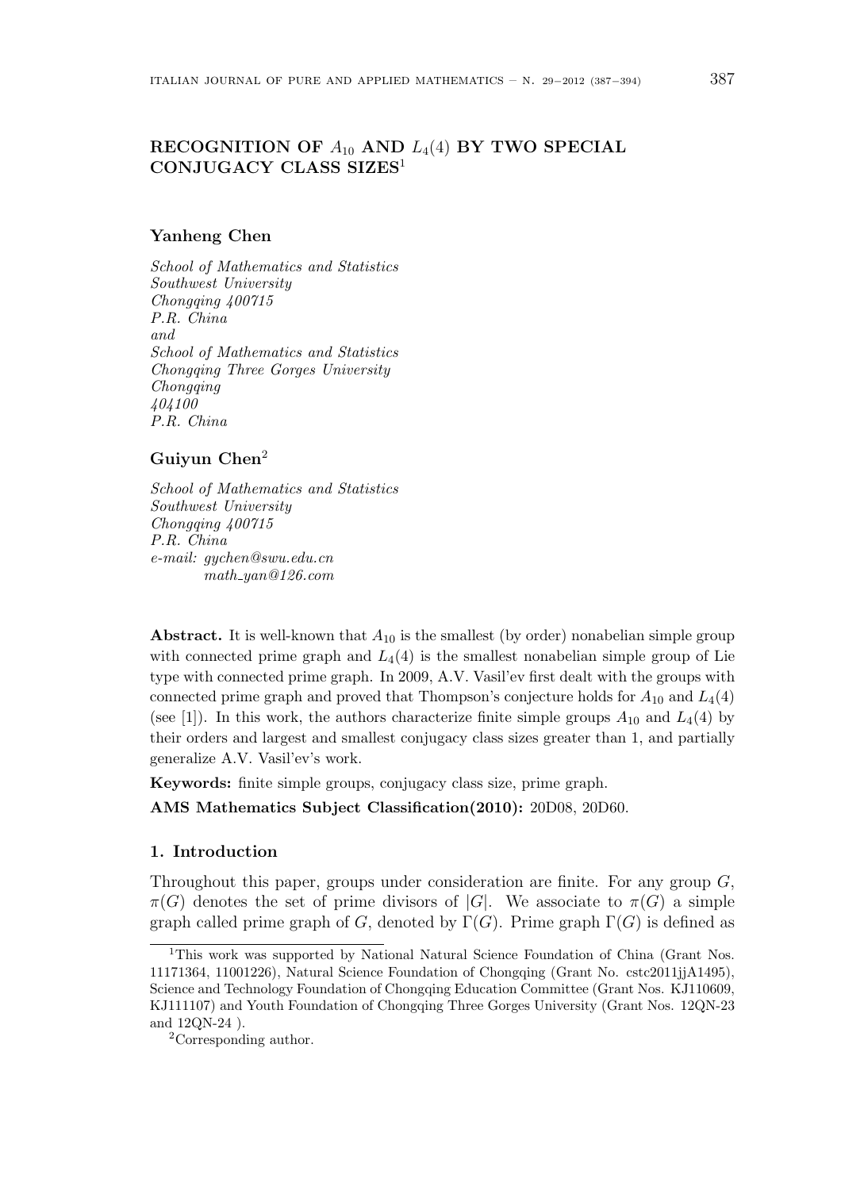# RECOGNITION OF $A_{10}$ AND $L_4(4)$ BY TWO SPECIAL CONJUGACY CLASS SIZES[1]

**Yanheng Chen**

*School of Mathematics and Statistics*
*Southwest University*
*Chongqing 400715*
*P.R. China*
*and*
*School of Mathematics and Statistics*
*Chongqing Three Gorges University*
*Chongqing*
*404100*
*P.R. China*

**Guiyun Chen**[2]

*School of Mathematics and Statistics*
*Southwest University*
*Chongqing 400715*
*P.R. China*
*e-mail: gychen@swu.edu.cn*
*math_yan@126.com*

**Abstract.** It is well-known that $A_{10}$ is the smallest (by order) nonabelian simple group with connected prime graph and $L_4(4)$ is the smallest nonabelian simple group of Lie type with connected prime graph. In 2009, A.V. Vasil'ev first dealt with the groups with connected prime graph and proved that Thompson's conjecture holds for $A_{10}$ and $L_4(4)$ (see [1]). In this work, the authors characterize finite simple groups $A_{10}$ and $L_4(4)$ by their orders and largest and smallest conjugacy class sizes greater than 1, and partially generalize A.V. Vasil'ev's work.

**Keywords:** finite simple groups, conjugacy class size, prime graph.

**AMS Mathematics Subject Classification(2010):** 20D08, 20D60.

## 1. Introduction

Throughout this paper, groups under consideration are finite. For any group $G$, $\pi(G)$ denotes the set of prime divisors of $|G|$. We associate to $\pi(G)$ a simple graph called prime graph of $G$, denoted by $\Gamma(G)$. Prime graph $\Gamma(G)$ is defined as

---

[1] This work was supported by National Natural Science Foundation of China (Grant Nos. 11171364, 11001226), Natural Science Foundation of Chongqing (Grant No. cstc2011jjA1495), Science and Technology Foundation of Chongqing Education Committee (Grant Nos. KJ110609, KJ111107) and Youth Foundation of Chongqing Three Gorges University (Grant Nos. 12QN-23 and 12QN-24 ).

[2] Corresponding author.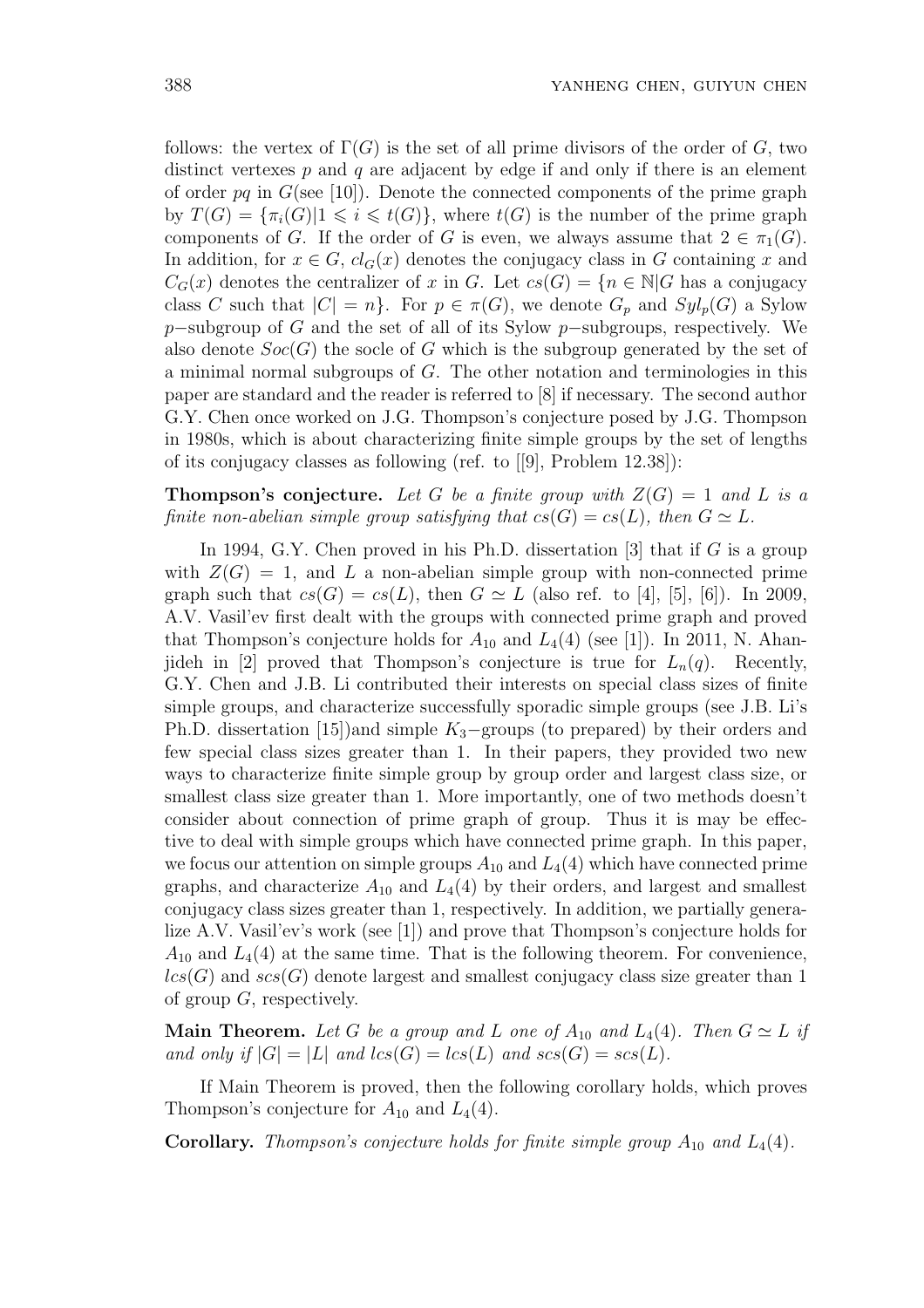follows: the vertex of $\Gamma(G)$ is the set of all prime divisors of the order of $G$, two distinct vertexes $p$ and $q$ are adjacent by edge if and only if there is an element of order $pq$ in $G$(see [10]). Denote the connected components of the prime graph by $T(G) = \{\pi_i(G) | 1 \leqslant i \leqslant t(G)\}$, where $t(G)$ is the number of the prime graph components of $G$. If the order of $G$ is even, we always assume that $2 \in \pi_1(G)$. In addition, for $x \in G$, $cl_G(x)$ denotes the conjugacy class in $G$ containing $x$ and $C_G(x)$ denotes the centralizer of $x$ in $G$. Let $cs(G) = \{n \in \mathbb{N} | G$ has a conjugacy class $C$ such that $|C| = n\}$. For $p \in \pi(G)$, we denote $G_p$ and $Syl_p(G)$ a Sylow $p-$subgroup of $G$ and the set of all of its Sylow $p-$subgroups, respectively. We also denote $Soc(G)$ the socle of $G$ which is the subgroup generated by the set of a minimal normal subgroups of $G$. The other notation and terminologies in this paper are standard and the reader is referred to [8] if necessary. The second author G.Y. Chen once worked on J.G. Thompson's conjecture posed by J.G. Thompson in 1980s, which is about characterizing finite simple groups by the set of lengths of its conjugacy classes as following (ref. to [[9], Problem 12.38]):

**Thompson's conjecture.** *Let $G$ be a finite group with $Z(G) = 1$ and $L$ is a finite non-abelian simple group satisfying that $cs(G) = cs(L)$, then $G \simeq L$.*

In 1994, G.Y. Chen proved in his Ph.D. dissertation [3] that if $G$ is a group with $Z(G) = 1$, and $L$ a non-abelian simple group with non-connected prime graph such that $cs(G) = cs(L)$, then $G \simeq L$ (also ref. to [4], [5], [6]). In 2009, A.V. Vasil'ev first dealt with the groups with connected prime graph and proved that Thompson's conjecture holds for $A_{10}$ and $L_4(4)$ (see [1]). In 2011, N. Ahanjideh in [2] proved that Thompson's conjecture is true for $L_n(q)$. Recently, G.Y. Chen and J.B. Li contributed their interests on special class sizes of finite simple groups, and characterize successfully sporadic simple groups (see J.B. Li's Ph.D. dissertation [15])and simple $K_3-$groups (to prepared) by their orders and few special class sizes greater than 1. In their papers, they provided two new ways to characterize finite simple group by group order and largest class size, or smallest class size greater than 1. More importantly, one of two methods doesn't consider about connection of prime graph of group. Thus it is may be effective to deal with simple groups which have connected prime graph. In this paper, we focus our attention on simple groups $A_{10}$ and $L_4(4)$ which have connected prime graphs, and characterize $A_{10}$ and $L_4(4)$ by their orders, and largest and smallest conjugacy class sizes greater than 1, respectively. In addition, we partially generalize A.V. Vasil'ev's work (see [1]) and prove that Thompson's conjecture holds for $A_{10}$ and $L_4(4)$ at the same time. That is the following theorem. For convenience, $lcs(G)$ and $scs(G)$ denote largest and smallest conjugacy class size greater than 1 of group $G$, respectively.

**Main Theorem.** *Let $G$ be a group and $L$ one of $A_{10}$ and $L_4(4)$. Then $G \simeq L$ if and only if $|G| = |L|$ and $lcs(G) = lcs(L)$ and $scs(G) = scs(L)$.*

If Main Theorem is proved, then the following corollary holds, which proves Thompson's conjecture for $A_{10}$ and $L_4(4)$.

**Corollary.** *Thompson's conjecture holds for finite simple group $A_{10}$ and $L_4(4)$.*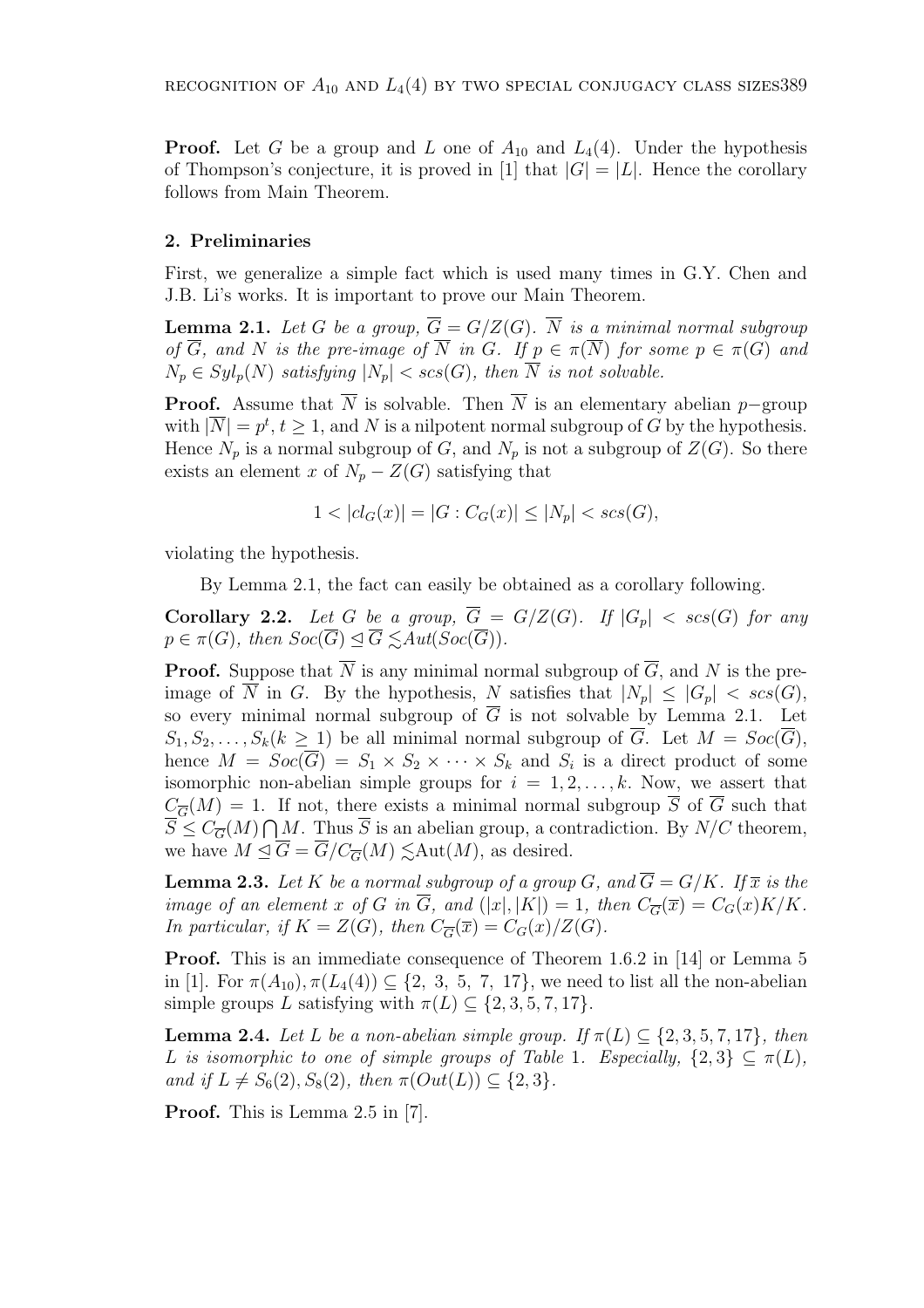**Proof.** Let $G$ be a group and $L$ one of $A_{10}$ and $L_4(4)$. Under the hypothesis of Thompson's conjecture, it is proved in [1] that $|G| = |L|$. Hence the corollary follows from Main Theorem.

## 2. Preliminaries

First, we generalize a simple fact which is used many times in G.Y. Chen and J.B. Li's works. It is important to prove our Main Theorem.

**Lemma 2.1.** *Let $G$ be a group, $\overline{G} = G/Z(G)$. $\overline{N}$ is a minimal normal subgroup of $\overline{G}$, and $N$ is the pre-image of $\overline{N}$ in $G$. If $p \in \pi(\overline{N})$ for some $p \in \pi(G)$ and $N_p \in Syl_p(N)$ satisfying $|N_p| < scs(G)$, then $\overline{N}$ is not solvable.*

**Proof.** Assume that $\overline{N}$ is solvable. Then $\overline{N}$ is an elementary abelian $p-$group with $|\overline{N}| = p^t$, $t \geq 1$, and $N$ is a nilpotent normal subgroup of $G$ by the hypothesis. Hence $N_p$ is a normal subgroup of $G$, and $N_p$ is not a subgroup of $Z(G)$. So there exists an element $x$ of $N_p - Z(G)$ satisfying that

$$1 < |cl_G(x)| = |G : C_G(x)| \leq |N_p| < scs(G),$$

violating the hypothesis.

By Lemma 2.1, the fact can easily be obtained as a corollary following.

**Corollary 2.2.** *Let $G$ be a group, $\overline{G} = G/Z(G)$. If $|G_p| < scs(G)$ for any $p \in \pi(G)$, then $Soc(\overline{G}) \trianglelefteq \overline{G} \lesssim Aut(Soc(\overline{G}))$.*

**Proof.** Suppose that $\overline{N}$ is any minimal normal subgroup of $\overline{G}$, and $N$ is the pre-image of $\overline{N}$ in $G$. By the hypothesis, $N$ satisfies that $|N_p| \leq |G_p| < scs(G)$, so every minimal normal subgroup of $\overline{G}$ is not solvable by Lemma 2.1. Let $S_1, S_2, \ldots, S_k (k \geq 1)$ be all minimal normal subgroup of $\overline{G}$. Let $M = Soc(\overline{G})$, hence $M = Soc(\overline{G}) = S_1 \times S_2 \times \cdots \times S_k$ and $S_i$ is a direct product of some isomorphic non-abelian simple groups for $i = 1, 2, \ldots, k$. Now, we assert that $C_{\overline{G}}(M) = 1$. If not, there exists a minimal normal subgroup $\overline{S}$ of $\overline{G}$ such that $\overline{S} \leq C_{\overline{G}}(M) \bigcap M$. Thus $\overline{S}$ is an abelian group, a contradiction. By $N/C$ theorem, we have $M \trianglelefteq \overline{G} = \overline{G}/C_{\overline{G}}(M) \lesssim \mathrm{Aut}(M)$, as desired.

**Lemma 2.3.** *Let $K$ be a normal subgroup of a group $G$, and $\overline{G} = G/K$. If $\overline{x}$ is the image of an element $x$ of $G$ in $\overline{G}$, and $(|x|, |K|) = 1$, then $C_{\overline{G}}(\overline{x}) = C_G(x)K/K$. In particular, if $K = Z(G)$, then $C_{\overline{G}}(\overline{x}) = C_G(x)/Z(G)$.*

**Proof.** This is an immediate consequence of Theorem 1.6.2 in [14] or Lemma 5 in [1]. For $\pi(A_{10}), \pi(L_4(4)) \subseteq \{2,\ 3,\ 5,\ 7,\ 17\}$, we need to list all the non-abelian simple groups $L$ satisfying with $\pi(L) \subseteq \{2, 3, 5, 7, 17\}$.

**Lemma 2.4.** *Let $L$ be a non-abelian simple group. If $\pi(L) \subseteq \{2, 3, 5, 7, 17\}$, then $L$ is isomorphic to one of simple groups of Table 1. Especially, $\{2, 3\} \subseteq \pi(L)$, and if $L \neq S_6(2), S_8(2)$, then $\pi(Out(L)) \subseteq \{2, 3\}$.*

**Proof.** This is Lemma 2.5 in [7].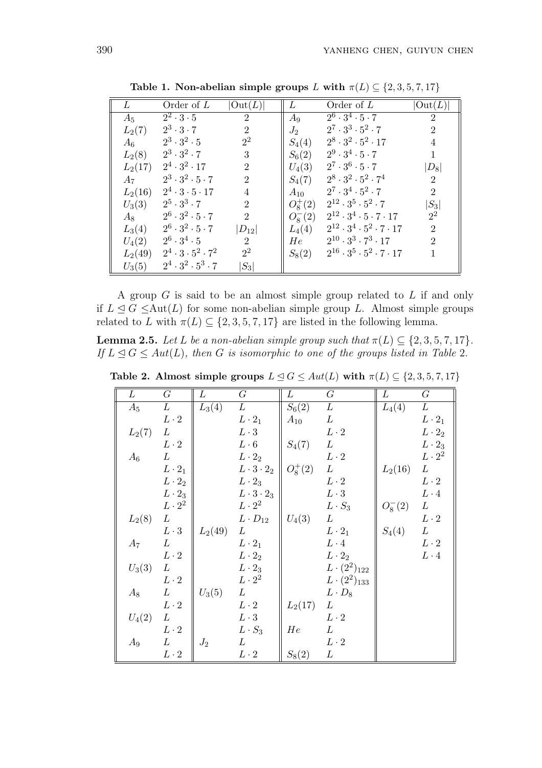**Table 1. Non-abelian simple groups $L$ with $\pi(L) \subseteq \{2,3,5,7,17\}$**

| $L$ | Order of $L$ | $\lvert\mathrm{Out}(L)\rvert$ | $L$ | Order of $L$ | $\lvert\mathrm{Out}(L)\rvert$ |
|---|---|---|---|---|---|
| $A_5$ | $2^2 \cdot 3 \cdot 5$ | 2 | $A_9$ | $2^6 \cdot 3^4 \cdot 5 \cdot 7$ | 2 |
| $L_2(7)$ | $2^3 \cdot 3 \cdot 7$ | 2 | $J_2$ | $2^7 \cdot 3^3 \cdot 5^2 \cdot 7$ | 2 |
| $A_6$ | $2^3 \cdot 3^2 \cdot 5$ | $2^2$ | $S_4(4)$ | $2^8 \cdot 3^2 \cdot 5^2 \cdot 17$ | 4 |
| $L_2(8)$ | $2^3 \cdot 3^2 \cdot 7$ | 3 | $S_6(2)$ | $2^9 \cdot 3^4 \cdot 5 \cdot 7$ | 1 |
| $L_2(17)$ | $2^4 \cdot 3^2 \cdot 17$ | 2 | $U_4(3)$ | $2^7 \cdot 3^6 \cdot 5 \cdot 7$ | $\lvert D_8\rvert$ |
| $A_7$ | $2^3 \cdot 3^2 \cdot 5 \cdot 7$ | 2 | $S_4(7)$ | $2^8 \cdot 3^2 \cdot 5^2 \cdot 7^4$ | 2 |
| $L_2(16)$ | $2^4 \cdot 3 \cdot 5 \cdot 17$ | 4 | $A_{10}$ | $2^7 \cdot 3^4 \cdot 5^2 \cdot 7$ | 2 |
| $U_3(3)$ | $2^5 \cdot 3^3 \cdot 7$ | 2 | $O_8^+(2)$ | $2^{12} \cdot 3^5 \cdot 5^2 \cdot 7$ | $\lvert S_3\rvert$ |
| $A_8$ | $2^6 \cdot 3^2 \cdot 5 \cdot 7$ | 2 | $O_8^-(2)$ | $2^{12} \cdot 3^4 \cdot 5 \cdot 7 \cdot 17$ | $2^2$ |
| $L_3(4)$ | $2^6 \cdot 3^2 \cdot 5 \cdot 7$ | $\lvert D_{12}\rvert$ | $L_4(4)$ | $2^{12} \cdot 3^4 \cdot 5^2 \cdot 7 \cdot 17$ | 2 |
| $U_4(2)$ | $2^6 \cdot 3^4 \cdot 5$ | 2 | $He$ | $2^{10} \cdot 3^3 \cdot 7^3 \cdot 17$ | 2 |
| $L_2(49)$ | $2^4 \cdot 3 \cdot 5^2 \cdot 7^2$ | $2^2$ | $S_8(2)$ | $2^{16} \cdot 3^5 \cdot 5^2 \cdot 7 \cdot 17$ | 1 |
| $U_3(5)$ | $2^4 \cdot 3^2 \cdot 5^3 \cdot 7$ | $\lvert S_3\rvert$ | | | |

A group $G$ is said to be an almost simple group related to $L$ if and only if $L \trianglelefteq G \leq \mathrm{Aut}(L)$ for some non-abelian simple group $L$. Almost simple groups related to $L$ with $\pi(L) \subseteq \{2,3,5,7,17\}$ are listed in the following lemma.

**Lemma 2.5.** *Let $L$ be a non-abelian simple group such that $\pi(L) \subseteq \{2,3,5,7,17\}$. If $L \trianglelefteq G \leq Aut(L)$, then $G$ is isomorphic to one of the groups listed in Table 2.*

**Table 2. Almost simple groups $L \trianglelefteq G \leq Aut(L)$ with $\pi(L) \subseteq \{2,3,5,7,17\}$**

| $L$ | $G$ | $L$ | $G$ | $L$ | $G$ | $L$ | $G$ |
|---|---|---|---|---|---|---|---|
| $A_5$ | $L$ | $L_3(4)$ | $L$ | $S_6(2)$ | $L$ | $L_4(4)$ | $L$ |
| | $L \cdot 2$ | | $L \cdot 2_1$ | $A_{10}$ | $L$ | | $L \cdot 2_1$ |
| $L_2(7)$ | $L$ | | $L \cdot 3$ | | $L \cdot 2$ | | $L \cdot 2_2$ |
| | $L \cdot 2$ | | $L \cdot 6$ | $S_4(7)$ | $L$ | | $L \cdot 2_3$ |
| $A_6$ | $L$ | | $L \cdot 2_2$ | | $L \cdot 2$ | | $L \cdot 2^2$ |
| | $L \cdot 2_1$ | | $L \cdot 3 \cdot 2_2$ | $O_8^+(2)$ | $L$ | $L_2(16)$ | $L$ |
| | $L \cdot 2_2$ | | $L \cdot 2_3$ | | $L \cdot 2$ | | $L \cdot 2$ |
| | $L \cdot 2_3$ | | $L \cdot 3 \cdot 2_3$ | | $L \cdot 3$ | | $L \cdot 4$ |
| | $L \cdot 2^2$ | | $L \cdot 2^2$ | | $L \cdot S_3$ | $O_8^-(2)$ | $L$ |
| $L_2(8)$ | $L$ | | $L \cdot D_{12}$ | $U_4(3)$ | $L$ | | $L \cdot 2$ |
| | $L \cdot 3$ | $L_2(49)$ | $L$ | | $L \cdot 2_1$ | $S_4(4)$ | $L$ |
| $A_7$ | $L$ | | $L \cdot 2_1$ | | $L \cdot 4$ | | $L \cdot 2$ |
| | $L \cdot 2$ | | $L \cdot 2_2$ | | $L \cdot 2_2$ | | $L \cdot 4$ |
| $U_3(3)$ | $L$ | | $L \cdot 2_3$ | | $L \cdot (2^2)_{122}$ | | |
| | $L \cdot 2$ | | $L \cdot 2^2$ | | $L \cdot (2^2)_{133}$ | | |
| $A_8$ | $L$ | $U_3(5)$ | $L$ | | $L \cdot D_8$ | | |
| | $L \cdot 2$ | | $L \cdot 2$ | $L_2(17)$ | $L$ | | |
| $U_4(2)$ | $L$ | | $L \cdot 3$ | | $L \cdot 2$ | | |
| | $L \cdot 2$ | | $L \cdot S_3$ | $He$ | $L$ | | |
| $A_9$ | $L$ | $J_2$ | $L$ | | $L \cdot 2$ | | |
| | $L \cdot 2$ | | $L \cdot 2$ | $S_8(2)$ | $L$ | | |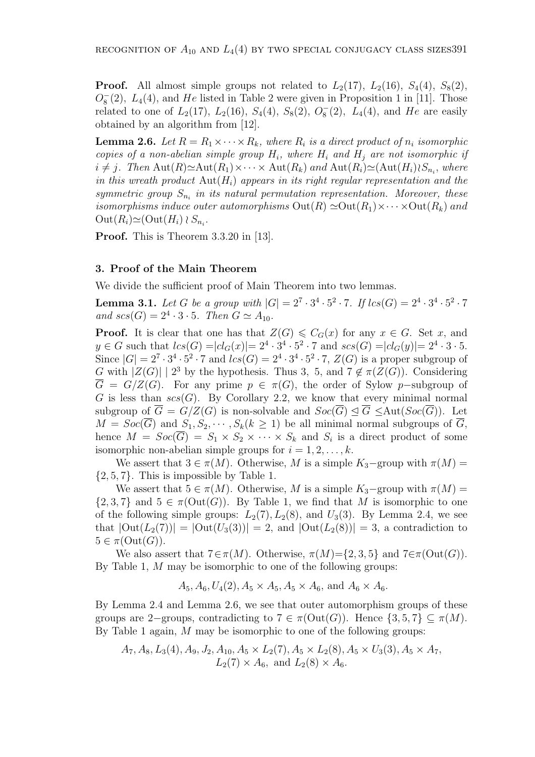**Proof.** All almost simple groups not related to $L_2(17)$, $L_2(16)$, $S_4(4)$, $S_8(2)$, $O_8^-(2)$, $L_4(4)$, and $He$ listed in Table 2 were given in Proposition 1 in [11]. Those related to one of $L_2(17)$, $L_2(16)$, $S_4(4)$, $S_8(2)$, $O_8^-(2)$, $L_4(4)$, and $He$ are easily obtained by an algorithm from [12].

**Lemma 2.6.** *Let $R = R_1 \times \cdots \times R_k$, where $R_i$ is a direct product of $n_i$ isomorphic copies of a non-abelian simple group $H_i$, where $H_i$ and $H_j$ are not isomorphic if $i \neq j$. Then $\mathrm{Aut}(R) \simeq \mathrm{Aut}(R_1) \times \cdots \times \mathrm{Aut}(R_k)$ and $\mathrm{Aut}(R_i) \simeq (\mathrm{Aut}(H_i) \wr S_{n_i}$, where in this wreath product $\mathrm{Aut}(H_i)$ appears in its right regular representation and the symmetric group $S_{n_i}$ in its natural permutation representation. Moreover, these isomorphisms induce outer automorphisms $\mathrm{Out}(R) \simeq \mathrm{Out}(R_1) \times \cdots \times \mathrm{Out}(R_k)$ and $\mathrm{Out}(R_i) \simeq (\mathrm{Out}(H_i) \wr S_{n_i}$.*

**Proof.** This is Theorem 3.3.20 in [13].

## 3. Proof of the Main Theorem

We divide the sufficient proof of Main Theorem into two lemmas.

**Lemma 3.1.** *Let $G$ be a group with $|G| = 2^7 \cdot 3^4 \cdot 5^2 \cdot 7$. If $lcs(G) = 2^4 \cdot 3^4 \cdot 5^2 \cdot 7$ and $scs(G) = 2^4 \cdot 3 \cdot 5$. Then $G \simeq A_{10}$.*

**Proof.** It is clear that one has that $Z(G) \leqslant C_G(x)$ for any $x \in G$. Set $x$, and $y \in G$ such that $lcs(G) = |cl_G(x)| = 2^4 \cdot 3^4 \cdot 5^2 \cdot 7$ and $scs(G) = |cl_G(y)| = 2^4 \cdot 3 \cdot 5$. Since $|G| = 2^7 \cdot 3^4 \cdot 5^2 \cdot 7$ and $lcs(G) = 2^4 \cdot 3^4 \cdot 5^2 \cdot 7$, $Z(G)$ is a proper subgroup of $G$ with $|Z(G)| \mid 2^3$ by the hypothesis. Thus 3, 5, and $7 \notin \pi(Z(G))$. Considering $\overline{G} = G/Z(G)$. For any prime $p \in \pi(G)$, the order of Sylow $p-$subgroup of $G$ is less than $scs(G)$. By Corollary 2.2, we know that every minimal normal subgroup of $\overline{G} = G/Z(G)$ is non-solvable and $Soc(\overline{G}) \trianglelefteq \overline{G} \leq \mathrm{Aut}(Soc(\overline{G}))$. Let $M = Soc(\overline{G})$ and $S_1, S_2, \cdots, S_k (k \geq 1)$ be all minimal normal subgroups of $\overline{G}$, hence $M = Soc(\overline{G}) = S_1 \times S_2 \times \cdots \times S_k$ and $S_i$ is a direct product of some isomorphic non-abelian simple groups for $i = 1, 2, \ldots, k$.

We assert that $3 \in \pi(M)$. Otherwise, $M$ is a simple $K_3-$group with $\pi(M) = \{2, 5, 7\}$. This is impossible by Table 1.

We assert that $5 \in \pi(M)$. Otherwise, $M$ is a simple $K_3-$group with $\pi(M) = \{2, 3, 7\}$ and $5 \in \pi(\mathrm{Out}(G))$. By Table 1, we find that $M$ is isomorphic to one of the following simple groups: $L_2(7), L_2(8)$, and $U_3(3)$. By Lemma 2.4, we see that $|\mathrm{Out}(L_2(7))| = |\mathrm{Out}(U_3(3))| = 2$, and $|\mathrm{Out}(L_2(8))| = 3$, a contradiction to $5 \in \pi(\mathrm{Out}(G))$.

We also assert that $7 \in \pi(M)$. Otherwise, $\pi(M) = \{2, 3, 5\}$ and $7 \in \pi(\mathrm{Out}(G))$. By Table 1, $M$ may be isomorphic to one of the following groups:

$$A_5, A_6, U_4(2), A_5 \times A_5, A_5 \times A_6, \text{ and } A_6 \times A_6.$$

By Lemma 2.4 and Lemma 2.6, we see that outer automorphism groups of these groups are $2-$groups, contradicting to $7 \in \pi(\mathrm{Out}(G))$. Hence $\{3, 5, 7\} \subseteq \pi(M)$. By Table 1 again, $M$ may be isomorphic to one of the following groups:

$$A_7, A_8, L_3(4), A_9, J_2, A_{10}, A_5 \times L_2(7), A_5 \times L_2(8), A_5 \times U_3(3), A_5 \times A_7,$$
$$L_2(7) \times A_6, \text{ and } L_2(8) \times A_6.$$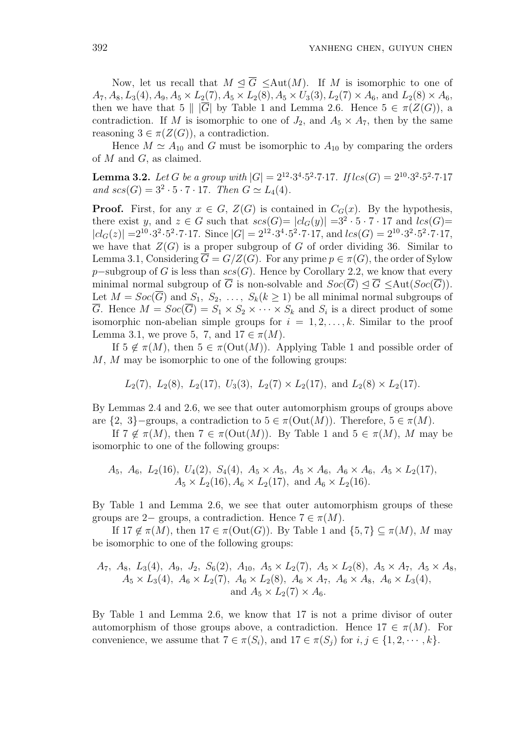Now, let us recall that $M \trianglelefteq \overline{G} \leq \mathrm{Aut}(M)$. If $M$ is isomorphic to one of $A_7, A_8, L_3(4), A_9, A_5 \times L_2(7), A_5 \times L_2(8), A_5 \times U_3(3), L_2(7) \times A_6$, and $L_2(8) \times A_6$, then we have that $5 \parallel |\overline{G}|$ by Table 1 and Lemma 2.6. Hence $5 \in \pi(Z(G))$, a contradiction. If $M$ is isomorphic to one of $J_2$, and $A_5 \times A_7$, then by the same reasoning $3 \in \pi(Z(G))$, a contradiction.

Hence $M \simeq A_{10}$ and $G$ must be isomorphic to $A_{10}$ by comparing the orders of $M$ and $G$, as claimed.

**Lemma 3.2.** *Let $G$ be a group with $|G| = 2^{12}{\cdot}3^4{\cdot}5^2{\cdot}7{\cdot}17$. If $lcs(G) = 2^{10}{\cdot}3^2{\cdot}5^2{\cdot}7{\cdot}17$ and $scs(G) = 3^2 \cdot 5 \cdot 7 \cdot 17$. Then $G \simeq L_4(4)$.*

**Proof.** First, for any $x \in G$, $Z(G)$ is contained in $C_G(x)$. By the hypothesis, there exist $y$, and $z \in G$ such that $scs(G) = |cl_G(y)| = 3^2 \cdot 5 \cdot 7 \cdot 17$ and $lcs(G) = |cl_G(z)| = 2^{10}{\cdot}3^2{\cdot}5^2{\cdot}7{\cdot}17$. Since $|G| = 2^{12}{\cdot}3^4{\cdot}5^2{\cdot}7{\cdot}17$, and $lcs(G) = 2^{10}{\cdot}3^2{\cdot}5^2{\cdot}7{\cdot}17$, we have that $Z(G)$ is a proper subgroup of $G$ of order dividing 36. Similar to Lemma 3.1, Considering $\overline{G} = G/Z(G)$. For any prime $p \in \pi(G)$, the order of Sylow $p-$subgroup of $G$ is less than $scs(G)$. Hence by Corollary 2.2, we know that every minimal normal subgroup of $\overline{G}$ is non-solvable and $Soc(\overline{G}) \trianglelefteq \overline{G} \leq \mathrm{Aut}(Soc(\overline{G}))$. Let $M = Soc(\overline{G})$ and $S_1, S_2, \ldots, S_k (k \geq 1)$ be all minimal normal subgroups of $\overline{G}$. Hence $M = Soc(\overline{G}) = S_1 \times S_2 \times \cdots \times S_k$ and $S_i$ is a direct product of some isomorphic non-abelian simple groups for $i = 1, 2, \ldots, k$. Similar to the proof Lemma 3.1, we prove 5, 7, and $17 \in \pi(M)$.

If $5 \notin \pi(M)$, then $5 \in \pi(\mathrm{Out}(M))$. Applying Table 1 and possible order of $M$, $M$ may be isomorphic to one of the following groups:

$$L_2(7),\ L_2(8),\ L_2(17),\ U_3(3),\ L_2(7) \times L_2(17),\ \text{and } L_2(8) \times L_2(17).$$

By Lemmas 2.4 and 2.6, we see that outer automorphism groups of groups above are $\{2,\ 3\}-$groups, a contradiction to $5 \in \pi(\mathrm{Out}(M))$. Therefore, $5 \in \pi(M)$.

If $7 \notin \pi(M)$, then $7 \in \pi(\mathrm{Out}(M))$. By Table 1 and $5 \in \pi(M)$, $M$ may be isomorphic to one of the following groups:

$$A_5,\ A_6,\ L_2(16),\ U_4(2),\ S_4(4),\ A_5 \times A_5,\ A_5 \times A_6,\ A_6 \times A_6,\ A_5 \times L_2(17),$$
$$A_5 \times L_2(16), A_6 \times L_2(17),\ \text{and } A_6 \times L_2(16).$$

By Table 1 and Lemma 2.6, we see that outer automorphism groups of these groups are $2-$ groups, a contradiction. Hence $7 \in \pi(M)$.

If $17 \notin \pi(M)$, then $17 \in \pi(\mathrm{Out}(G))$. By Table 1 and $\{5, 7\} \subseteq \pi(M)$, $M$ may be isomorphic to one of the following groups:

$$A_7,\ A_8,\ L_3(4),\ A_9,\ J_2,\ S_6(2),\ A_{10},\ A_5 \times L_2(7),\ A_5 \times L_2(8),\ A_5 \times A_7,\ A_5 \times A_8,$$
$$A_5 \times L_3(4),\ A_6 \times L_2(7),\ A_6 \times L_2(8),\ A_6 \times A_7,\ A_6 \times A_8,\ A_6 \times L_3(4),$$
$$\text{and } A_5 \times L_2(7) \times A_6.$$

By Table 1 and Lemma 2.6, we know that 17 is not a prime divisor of outer automorphism of those groups above, a contradiction. Hence $17 \in \pi(M)$. For convenience, we assume that $7 \in \pi(S_i)$, and $17 \in \pi(S_j)$ for $i, j \in \{1, 2, \cdots, k\}$.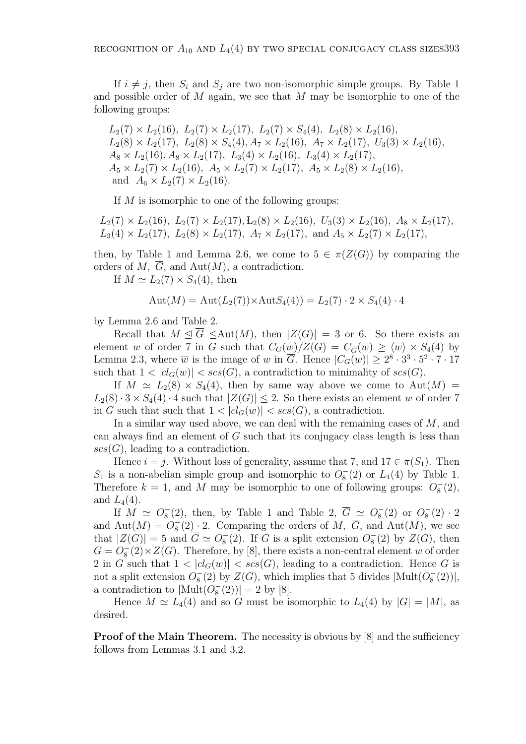If $i \neq j$, then $S_i$ and $S_j$ are two non-isomorphic simple groups. By Table 1 and possible order of $M$ again, we see that $M$ may be isomorphic to one of the following groups:

$L_2(7) \times L_2(16),\ L_2(7) \times L_2(17),\ L_2(7) \times S_4(4),\ L_2(8) \times L_2(16),$
$L_2(8) \times L_2(17),\ L_2(8) \times S_4(4), A_7 \times L_2(16),\ A_7 \times L_2(17),\ U_3(3) \times L_2(16),$
$A_8 \times L_2(16), A_8 \times L_2(17),\ L_3(4) \times L_2(16),\ L_3(4) \times L_2(17),$
$A_5 \times L_2(7) \times L_2(16),\ A_5 \times L_2(7) \times L_2(17),\ A_5 \times L_2(8) \times L_2(16),$
and $A_6 \times L_2(7) \times L_2(16)$.

If $M$ is isomorphic to one of the following groups:

$L_2(7) \times L_2(16),\ L_2(7) \times L_2(17), L_2(8) \times L_2(16),\ U_3(3) \times L_2(16),\ A_8 \times L_2(17),$
$L_3(4) \times L_2(17),\ L_2(8) \times L_2(17),\ A_7 \times L_2(17),$ and $A_5 \times L_2(7) \times L_2(17),$

then, by Table 1 and Lemma 2.6, we come to $5 \in \pi(Z(G))$ by comparing the orders of $M$, $\overline{G}$, and $\mathrm{Aut}(M)$, a contradiction.

If $M \simeq L_2(7) \times S_4(4)$, then

$$\mathrm{Aut}(M) = \mathrm{Aut}(L_2(7)) \times \mathrm{Aut} S_4(4)) = L_2(7) \cdot 2 \times S_4(4) \cdot 4$$

by Lemma 2.6 and Table 2.

Recall that $M \trianglelefteq \overline{G} \leq \mathrm{Aut}(M)$, then $|Z(G)| = 3$ or $6$. So there exists an element $w$ of order 7 in $G$ such that $C_G(w)/Z(G) = C_{\overline{G}}(\overline{w}) \geq \langle \overline{w} \rangle \times S_4(4)$ by Lemma 2.3, where $\overline{w}$ is the image of $w$ in $\overline{G}$. Hence $|C_G(w)| \geq 2^8 \cdot 3^3 \cdot 5^2 \cdot 7 \cdot 17$ such that $1 < |cl_G(w)| < scs(G)$, a contradiction to minimality of $scs(G)$.

If $M \simeq L_2(8) \times S_4(4)$, then by same way above we come to $\mathrm{Aut}(M) = L_2(8) \cdot 3 \times S_4(4) \cdot 4$ such that $|Z(G)| \leq 2$. So there exists an element $w$ of order 7 in $G$ such that such that $1 < |cl_G(w)| < scs(G)$, a contradiction.

In a similar way used above, we can deal with the remaining cases of $M$, and can always find an element of $G$ such that its conjugacy class length is less than $scs(G)$, leading to a contradiction.

Hence $i = j$. Without loss of generality, assume that 7, and $17 \in \pi(S_1)$. Then $S_1$ is a non-abelian simple group and isomorphic to $O_8^-(2)$ or $L_4(4)$ by Table 1. Therefore $k = 1$, and $M$ may be isomorphic to one of following groups: $O_8^-(2)$, and $L_4(4)$.

If $M \simeq O_8^-(2)$, then, by Table 1 and Table 2, $\overline{G} \simeq O_8^-(2)$ or $O_8^-(2) \cdot 2$ and $\mathrm{Aut}(M) = O_8^-(2) \cdot 2$. Comparing the orders of $M$, $\overline{G}$, and $\mathrm{Aut}(M)$, we see that $|Z(G)| = 5$ and $\overline{G} \simeq O_8^-(2)$. If $G$ is a split extension $O_8^-(2)$ by $Z(G)$, then $G = O_8^-(2) \times Z(G)$. Therefore, by [8], there exists a non-central element $w$ of order 2 in $G$ such that $1 < |cl_G(w)| < scs(G)$, leading to a contradiction. Hence $G$ is not a split extension $O_8^-(2)$ by $Z(G)$, which implies that 5 divides $|\mathrm{Mult}(O_8^-(2))|$, a contradiction to $|\mathrm{Mult}(O_8^-(2))| = 2$ by [8].

Hence $M \simeq L_4(4)$ and so $G$ must be isomorphic to $L_4(4)$ by $|G| = |M|$, as desired.

**Proof of the Main Theorem.** The necessity is obvious by [8] and the sufficiency follows from Lemmas 3.1 and 3.2.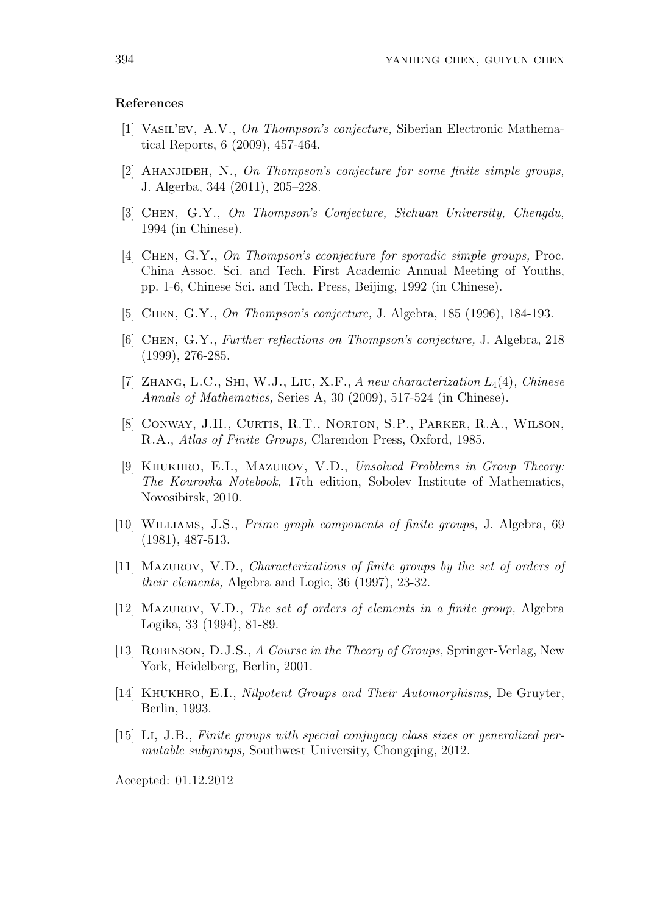## References

[1] Vasil'ev, A.V., *On Thompson's conjecture,* Siberian Electronic Mathematical Reports, 6 (2009), 457-464.

[2] Ahanjideh, N., *On Thompson's conjecture for some finite simple groups,* J. Algerba, 344 (2011), 205–228.

[3] Chen, G.Y., *On Thompson's Conjecture, Sichuan University, Chengdu,* 1994 (in Chinese).

[4] Chen, G.Y., *On Thompson's cconjecture for sporadic simple groups,* Proc. China Assoc. Sci. and Tech. First Academic Annual Meeting of Youths, pp. 1-6, Chinese Sci. and Tech. Press, Beijing, 1992 (in Chinese).

[5] Chen, G.Y., *On Thompson's conjecture,* J. Algebra, 185 (1996), 184-193.

[6] Chen, G.Y., *Further reflections on Thompson's conjecture,* J. Algebra, 218 (1999), 276-285.

[7] Zhang, L.C., Shi, W.J., Liu, X.F., *A new characterization $L_4(4)$, Chinese Annals of Mathematics,* Series A, 30 (2009), 517-524 (in Chinese).

[8] Conway, J.H., Curtis, R.T., Norton, S.P., Parker, R.A., Wilson, R.A., *Atlas of Finite Groups,* Clarendon Press, Oxford, 1985.

[9] Khukhro, E.I., Mazurov, V.D., *Unsolved Problems in Group Theory: The Kourovka Notebook,* 17th edition, Sobolev Institute of Mathematics, Novosibirsk, 2010.

[10] Williams, J.S., *Prime graph components of finite groups,* J. Algebra, 69 (1981), 487-513.

[11] Mazurov, V.D., *Characterizations of finite groups by the set of orders of their elements,* Algebra and Logic, 36 (1997), 23-32.

[12] Mazurov, V.D., *The set of orders of elements in a finite group,* Algebra Logika, 33 (1994), 81-89.

[13] Robinson, D.J.S., *A Course in the Theory of Groups,* Springer-Verlag, New York, Heidelberg, Berlin, 2001.

[14] Khukhro, E.I., *Nilpotent Groups and Their Automorphisms,* De Gruyter, Berlin, 1993.

[15] Li, J.B., *Finite groups with special conjugacy class sizes or generalized permutable subgroups,* Southwest University, Chongqing, 2012.

Accepted: 01.12.2012